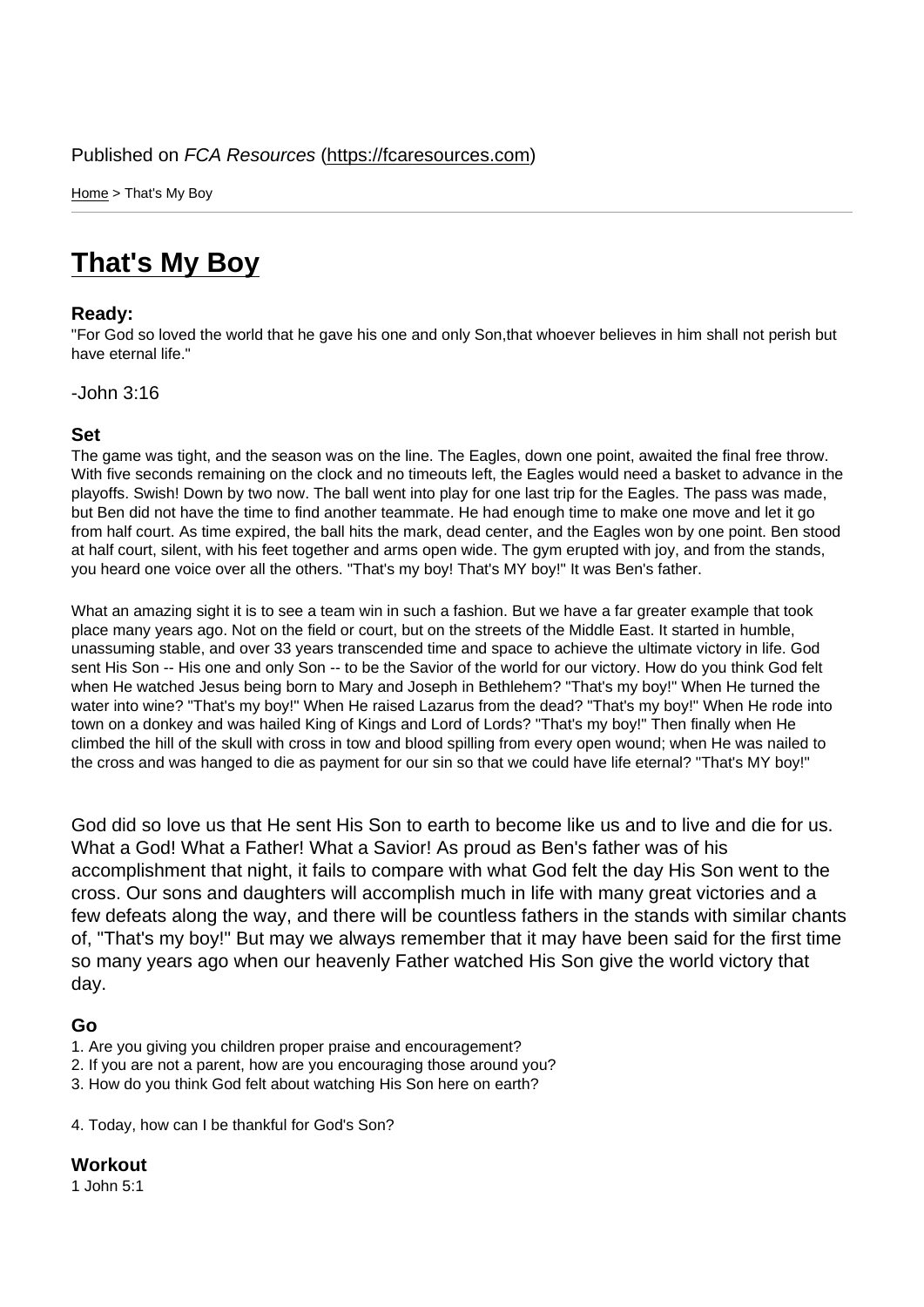Published on *FCA Resources* (https://fcaresources.com)

Home > That's My Boy

# That's My Boy

### Ready:

"For God so loved the world that he gave his one and only Son,that whoever believes in him shall not perish but have eternal life."

-John 3:16

### Set

The game was tight, and the season was on the line. The Eagles, down one point, awaited the final free throw. With five seconds remaining on the clock and no timeouts left, the Eagles would need a basket to advance in the playoffs. Swish! Down by two now. The ball went into play for one last trip for the Eagles. The pass was made, but Ben did not have the time to find another teammate. He had enough time to make one move and let it go from half court. As time expired, the ball hits the mark, dead center, and the Eagles won by one point. Ben stood at half court, silent, with his feet together and arms open wide. The gym erupted with joy, and from the stands, you heard one voice over all the others. "That's my boy! That's MY boy!" It was Ben's father.

What an amazing sight it is to see a team win in such a fashion. But we have a far greater example that took place many years ago. Not on the field or court, but on the streets of the Middle East. It started in humble, unassuming stable, and over 33 years transcended time and space to achieve the ultimate victory in life. God sent His Son -- His one and only Son -- to be the Savior of the world for our victory. How do you think God felt when He watched Jesus being born to Mary and Joseph in Bethlehem? "That's my boy!" When He turned the water into wine? "That's my boy!" When He raised Lazarus from the dead? "That's my boy!" When He rode into town on a donkey and was hailed King of Kings and Lord of Lords? "That's my boy!" Then finally when He climbed the hill of the skull with cross in tow and blood spilling from every open wound; when He was nailed to the cross and was hanged to die as payment for our sin so that we could have life eternal? "That's MY boy!"

God did so love us that He sent His Son to earth to become like us and to live and die for us. What a God! What a Father! What a Savior! As proud as Ben's father was of his accomplishment that night, it fails to compare with what God felt the day His Son went to the cross. Our sons and daughters will accomplish much in life with many great victories and a few defeats along the way, and there will be countless fathers in the stands with similar chants of, "That's my boy!" But may we always remember that it may have been said for the first time so many years ago when our heavenly Father watched His Son give the world victory that day.

### Go

1. Are you giving you children proper praise and encouragement?
2. If you are not a parent, how are you encouraging those around you?
3. How do you think God felt about watching His Son here on earth?

4. Today, how can I be thankful for God's Son?

### Workout

1 John 5:1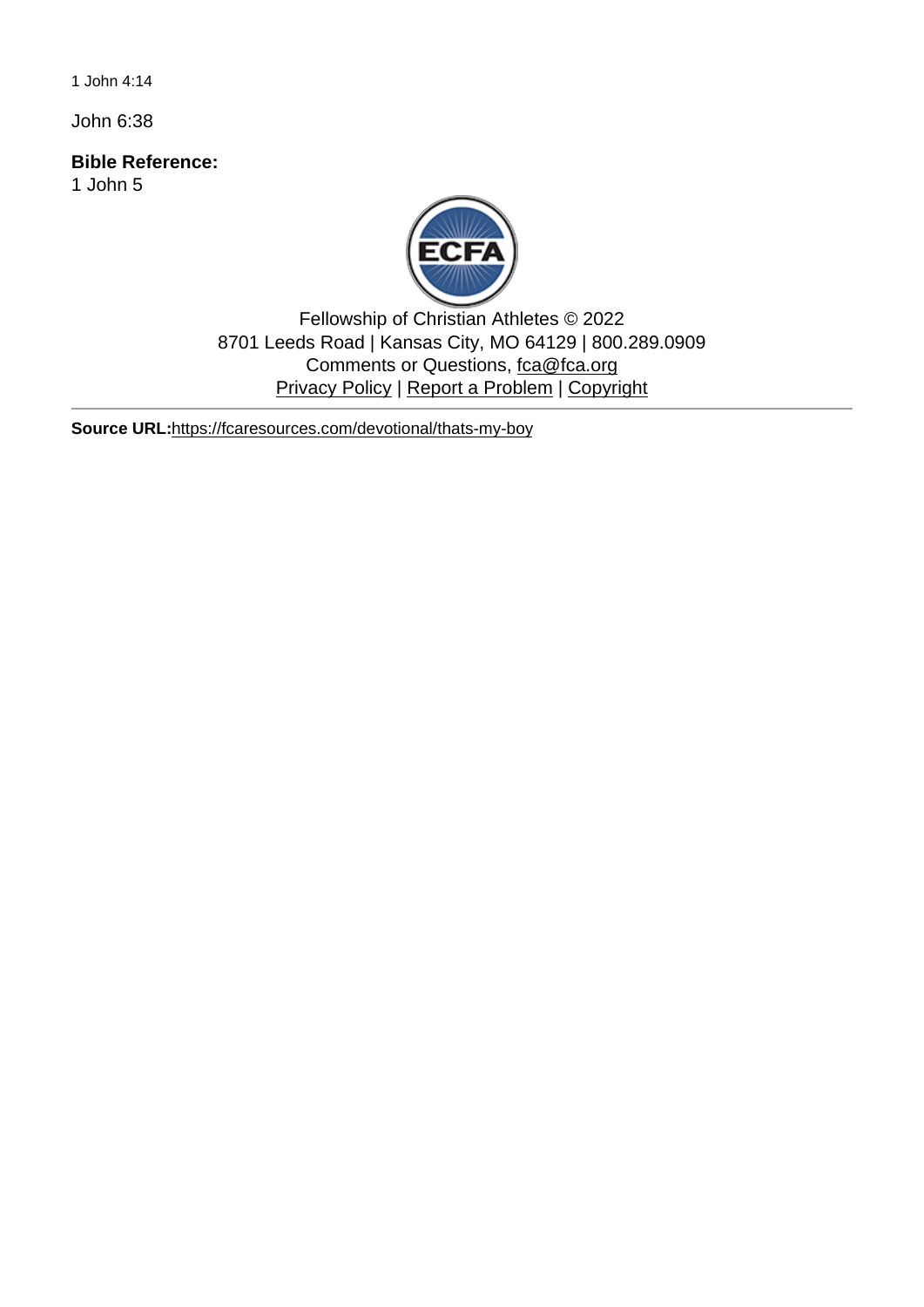1 John 4:14

John 6:38

**Bible Reference:**
1 John 5

Fellowship of Christian Athletes © 2022
8701 Leeds Road | Kansas City, MO 64129 | 800.289.0909
Comments or Questions, fca@fca.org
Privacy Policy | Report a Problem | Copyright

---

**Source URL:**https://fcaresources.com/devotional/thats-my-boy